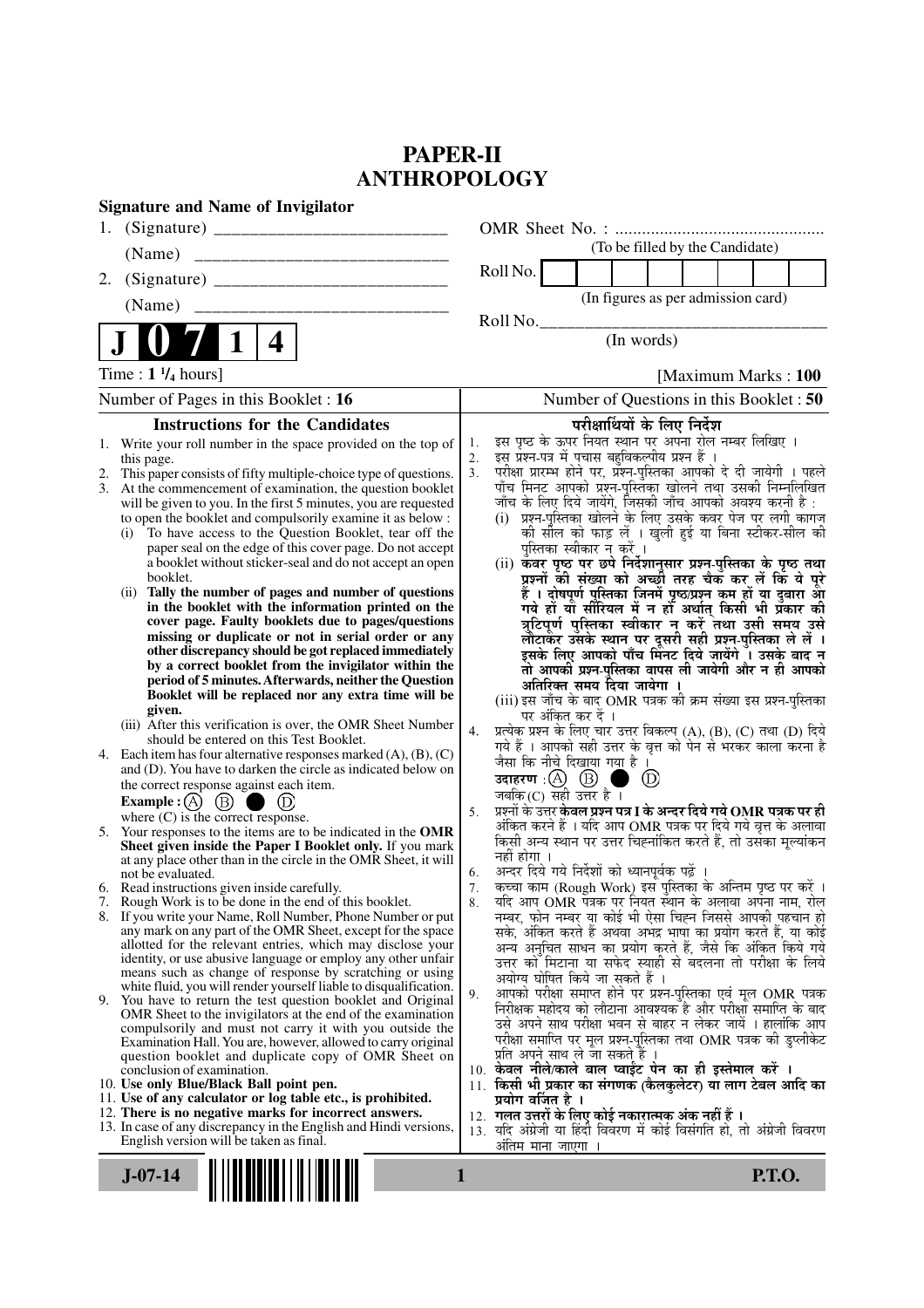# PAPER-II
# ANTHROPOLOGY

**Signature and Name of Invigilator**

1. (Signature) __________________________

   (Name) ____________________________

2. (Signature) __________________________

   (Name) ____________________________

OMR Sheet No. : ...............................................

(To be filled by the Candidate)

Roll No. | | | | | | | | |

(In figures as per admission card)

Roll No.________________________________

(In words)

**J 0 7 1 4**

Time : **1 ¼ hours**] [Maximum Marks : **100**

Number of Pages in this Booklet : 16

Number of Questions in this Booklet : 50

## Instructions for the Candidates

1. Write your roll number in the space provided on the top of this page.
2. This paper consists of fifty multiple-choice type of questions.
3. At the commencement of examination, the question booklet will be given to you. In the first 5 minutes, you are requested to open the booklet and compulsorily examine it as below :
   (i) To have access to the Question Booklet, tear off the paper seal on the edge of this cover page. Do not accept a booklet without sticker-seal and do not accept an open booklet.
   (ii) **Tally the number of pages and number of questions in the booklet with the information printed on the cover page. Faulty booklets due to pages/questions missing or duplicate or not in serial order or any other discrepancy should be got replaced immediately by a correct booklet from the invigilator within the period of 5 minutes. Afterwards, neither the Question Booklet will be replaced nor any extra time will be given.**
   (iii) After this verification is over, the OMR Sheet Number should be entered on this Test Booklet.
4. Each item has four alternative responses marked (A), (B), (C) and (D). You have to darken the circle as indicated below on the correct response against each item.

   **Example :** (A) (B) ● (D)

   where (C) is the correct response.
5. Your responses to the items are to be indicated in the **OMR Sheet given inside the Paper I Booklet only.** If you mark at any place other than in the circle in the OMR Sheet, it will not be evaluated.
6. Read instructions given inside carefully.
7. Rough Work is to be done in the end of this booklet.
8. If you write your Name, Roll Number, Phone Number or put any mark on any part of the OMR Sheet, except for the space allotted for the relevant entries, which may disclose your identity, or use abusive language or employ any other unfair means such as change of response by scratching or using white fluid, you will render yourself liable to disqualification.
9. You have to return the test question booklet and Original OMR Sheet to the invigilators at the end of the examination compulsorily and must not carry it with you outside the Examination Hall. You are, however, allowed to carry original question booklet and duplicate copy of OMR Sheet on conclusion of examination.
10. **Use only Blue/Black Ball point pen.**
11. **Use of any calculator or log table etc., is prohibited.**
12. **There is no negative marks for incorrect answers.**
13. In case of any discrepancy in the English and Hindi versions, English version will be taken as final.

## परीक्षार्थियों के लिए निर्देश

1. इस पृष्ठ के ऊपर नियत स्थान पर अपना रोल नम्बर लिखिए ।
2. इस प्रश्न-पत्र में पचास बहुविकल्पीय प्रश्न हैं ।
3. परीक्षा प्रारम्भ होने पर, प्रश्न-पुस्तिका आपको दे दी जायेगी । पहले पाँच मिनट आपको प्रश्न-पुस्तिका खोलने तथा उसकी निम्नलिखित जाँच के लिए दिये जायेंगे, जिसकी जाँच आपको अवश्य करनी है :
   (i) प्रश्न-पुस्तिका खोलने के लिए उसके कवर पेज पर लगी कागज की सील को फाड़ लें । खुली हुई या बिना स्टीकर-सील की पुस्तिका स्वीकार न करें ।
   (ii) **कवर पृष्ठ पर छपे निर्देशानुसार प्रश्न-पुस्तिका के पृष्ठ तथा प्रश्नों की संख्या को अच्छी तरह चैक कर लें कि ये पूरे हैं । दोषपूर्ण पुस्तिका जिनमें पृष्ठ/प्रश्न कम हों या दुबारा आ गये हों या सीरियल में न हों अर्थात् किसी भी प्रकार की त्रुटिपूर्ण पुस्तिका स्वीकार न करें तथा उसी समय उसे लौटाकर उसके स्थान पर दूसरी सही प्रश्न-पुस्तिका ले लें । इसके लिए आपको पाँच मिनट दिये जायेंगे । उसके बाद न तो आपकी प्रश्न-पुस्तिका वापस ली जायेगी और न ही आपको अतिरिक्त समय दिया जायेगा ।**
   (iii) इस जाँच के बाद OMR पत्रक की क्रम संख्या इस प्रश्न-पुस्तिका पर अंकित कर दें ।
4. प्रत्येक प्रश्न के लिए चार उत्तर विकल्प (A), (B), (C) तथा (D) दिये गये हैं । आपको सही उत्तर के वृत्त को पेन से भरकर काला करना है जैसा कि नीचे दिखाया गया है ।

   **उदाहरण :** (A) (B) ● (D)

   जबकि (C) सही उत्तर है ।
5. प्रश्नों के उत्तर **केवल प्रश्न पत्र I के अन्दर दिये गये OMR पत्रक पर ही** अंकित करने हैं । यदि आप OMR पत्रक पर दिये गये वृत्त के अलावा किसी अन्य स्थान पर उत्तर चिह्नांकित करते हैं, तो उसका मूल्यांकन नहीं होगा ।
6. अन्दर दिये गये निर्देशों को ध्यानपूर्वक पढ़ें ।
7. कच्चा काम (Rough Work) इस पुस्तिका के अन्तिम पृष्ठ पर करें ।
8. यदि आप OMR पत्रक पर नियत स्थान के अलावा अपना नाम, रोल नम्बर, फोन नम्बर या कोई भी ऐसा चिह्न जिससे आपकी पहचान हो सके, अंकित करते हैं अथवा अभद्र भाषा का प्रयोग करते हैं, या कोई अन्य अनुचित साधन का प्रयोग करते हैं, जैसे कि अंकित किये गये उत्तर को मिटाना या सफेद स्याही से बदलना तो परीक्षा के लिये अयोग्य घोषित किये जा सकते हैं ।
9. आपको परीक्षा समाप्त होने पर प्रश्न-पुस्तिका एवं मूल OMR पत्रक निरीक्षक महोदय को लौटाना आवश्यक है और परीक्षा समाप्ति के बाद उसे अपने साथ परीक्षा भवन से बाहर न लेकर जायें । हालांकि आप परीक्षा समाप्ति पर मूल प्रश्न-पुस्तिका तथा OMR पत्रक की डुप्लीकेट प्रति अपने साथ ले जा सकते हैं ।
10. **केवल नीले/काले बाल प्वाईंट पेन का ही इस्तेमाल करें ।**
11. **किसी भी प्रकार का संगणक (कैलकुलेटर) या लाग टेबल आदि का प्रयोग वर्जित है ।**
12. **गलत उत्तरों के लिए कोई नकारात्मक अंक नहीं हैं ।**
13. यदि अंग्रेजी या हिंदी विवरण में कोई विसंगति हो, तो अंग्रेजी विवरण अंतिम माना जाएगा ।

**J-07-14**

**P.T.O.**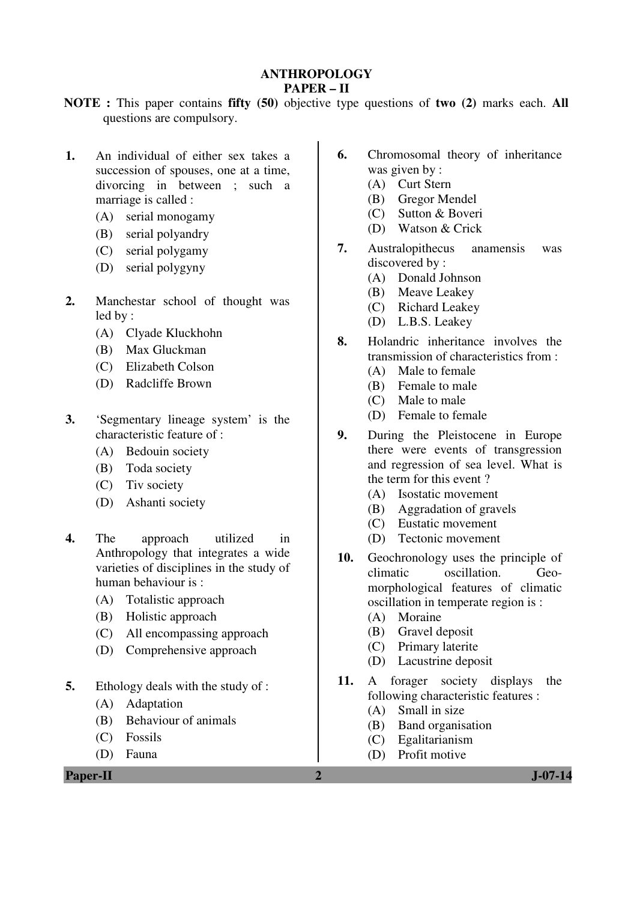# ANTHROPOLOGY

## PAPER – II

**NOTE :** This paper contains **fifty (50)** objective type questions of **two (2)** marks each. **All** questions are compulsory.

**1.** An individual of either sex takes a succession of spouses, one at a time, divorcing in between ; such a marriage is called :

(A) serial monogamy
(B) serial polyandry
(C) serial polygamy
(D) serial polygyny

**2.** Manchestar school of thought was led by :

(A) Clyade Kluckhohn
(B) Max Gluckman
(C) Elizabeth Colson
(D) Radcliffe Brown

**3.** 'Segmentary lineage system' is the characteristic feature of :

(A) Bedouin society
(B) Toda society
(C) Tiv society
(D) Ashanti society

**4.** The approach utilized in Anthropology that integrates a wide varieties of disciplines in the study of human behaviour is :

(A) Totalistic approach
(B) Holistic approach
(C) All encompassing approach
(D) Comprehensive approach

**5.** Ethology deals with the study of :

(A) Adaptation
(B) Behaviour of animals
(C) Fossils
(D) Fauna

**6.** Chromosomal theory of inheritance was given by :

(A) Curt Stern
(B) Gregor Mendel
(C) Sutton & Boveri
(D) Watson & Crick

**7.** Australopithecus anamensis was discovered by :

(A) Donald Johnson
(B) Meave Leakey
(C) Richard Leakey
(D) L.B.S. Leakey

**8.** Holandric inheritance involves the transmission of characteristics from :

(A) Male to female
(B) Female to male
(C) Male to male
(D) Female to female

**9.** During the Pleistocene in Europe there were events of transgression and regression of sea level. What is the term for this event ?

(A) Isostatic movement
(B) Aggradation of gravels
(C) Eustatic movement
(D) Tectonic movement

**10.** Geochronology uses the principle of climatic oscillation. Geo-morphological features of climatic oscillation in temperate region is :

(A) Moraine
(B) Gravel deposit
(C) Primary laterite
(D) Lacustrine deposit

**11.** A forager society displays the following characteristic features :

(A) Small in size
(B) Band organisation
(C) Egalitarianism
(D) Profit motive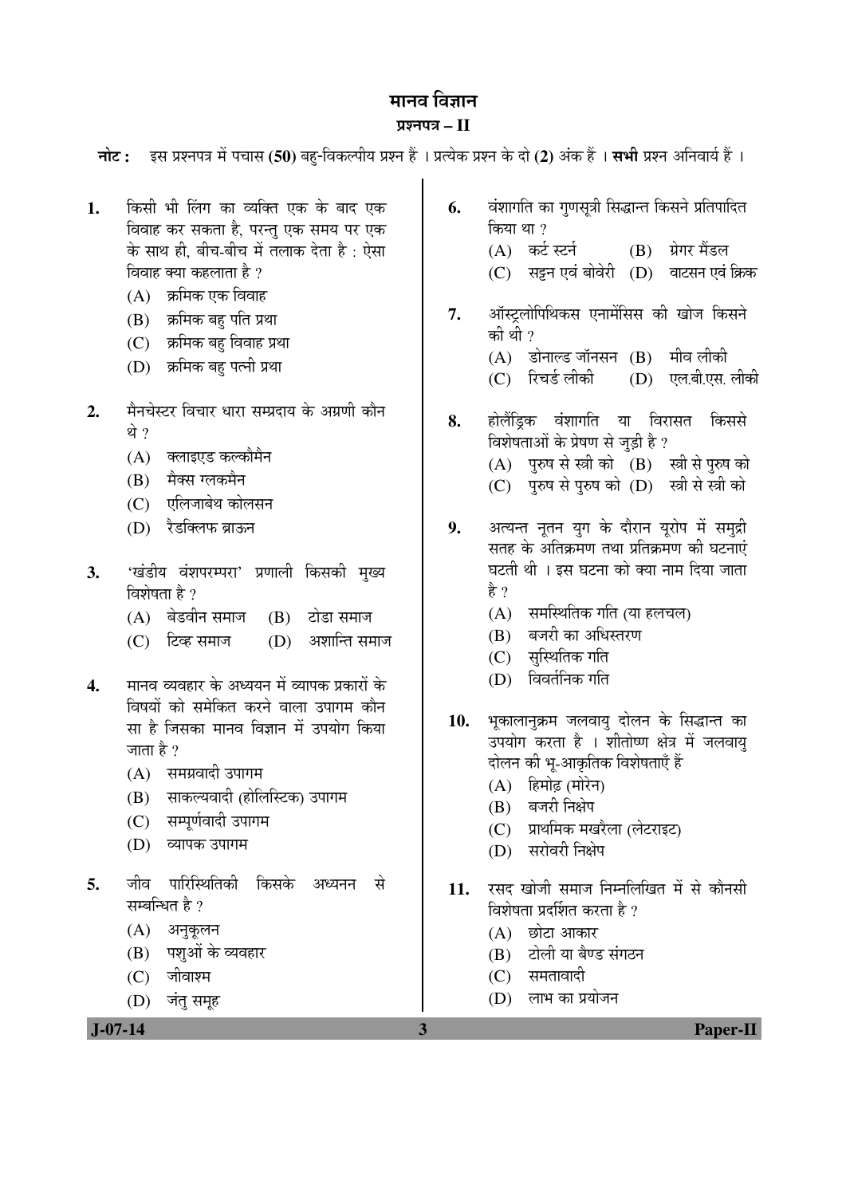# मानव विज्ञान

## प्रश्नपत्र – II

**नोट :** इस प्रश्नपत्र में पचास **(50)** बहु-विकल्पीय प्रश्न हैं । प्रत्येक प्रश्न के दो **(2)** अंक हैं । **सभी** प्रश्न अनिवार्य हैं ।

**1.** किसी भी लिंग का व्यक्ति एक के बाद एक विवाह कर सकता है, परन्तु एक समय पर एक के साथ ही, बीच-बीच में तलाक देता है : ऐसा विवाह क्या कहलाता है ?

(A) क्रमिक एक विवाह

(B) क्रमिक बहु पति प्रथा

(C) क्रमिक बहु विवाह प्रथा

(D) क्रमिक बहु पत्नी प्रथा

**2.** मैनचेस्टर विचार धारा सम्प्रदाय के अग्रणी कौन थे ?

(A) क्लाइएड कल्कौमैन

(B) मैक्स ग्लकमैन

(C) एलिजाबेथ कोलसन

(D) रैडक्लिफ ब्राऊन

**3.** 'खंडीय वंशपरम्परा' प्रणाली किसकी मुख्य विशेषता है ?

(A) बेडवीन समाज
(B) टोडा समाज
(C) टिव्ह समाज
(D) अशान्ति समाज

**4.** मानव व्यवहार के अध्ययन में व्यापक प्रकारों के विषयों को समेकित करने वाला उपागम कौन सा है जिसका मानव विज्ञान में उपयोग किया जाता है ?

(A) समग्रवादी उपागम

(B) साकल्यवादी (होलिस्टिक) उपागम

(C) सम्पूर्णवादी उपागम

(D) व्यापक उपागम

**5.** जीव पारिस्थितिकी किसके अध्यनन से सम्बन्धित है ?

(A) अनुकूलन

(B) पशुओं के व्यवहार

(C) जीवाश्म

(D) जंतु समूह

**6.** वंशागति का गुणसूत्री सिद्धान्त किसने प्रतिपादित किया था ?

(A) कर्ट स्टर्न
(B) ग्रेगर मैंडल
(C) सट्टन एवं बोवेरी
(D) वाटसन एवं क्रिक

**7.** ऑस्ट्रलोपिथिकस एनामेंसिस की खोज किसने की थी ?

(A) डोनाल्ड जॉनसन
(B) मीव लीकी
(C) रिचर्ड लीकी
(D) एल.बी.एस. लीकी

**8.** होलैंड्रिक वंशागति या विरासत किससे विशेषताओं के प्रेषण से जुड़ी है ?

(A) पुरुष से स्त्री को
(B) स्त्री से पुरुष को
(C) पुरुष से पुरुष को
(D) स्त्री से स्त्री को

**9.** अत्यन्त नूतन युग के दौरान यूरोप में समुद्री सतह के अतिक्रमण तथा प्रतिक्रमण की घटनाएं घटती थी । इस घटना को क्या नाम दिया जाता है ?

(A) समस्थितिक गति (या हलचल)

(B) बजरी का अधिस्तरण

(C) सुस्थितिक गति

(D) विवर्तनिक गति

**10.** भूकालानुक्रम जलवायु दोलन के सिद्धान्त का उपयोग करता है । शीतोष्ण क्षेत्र में जलवायु दोलन की भू-आकृतिक विशेषताएँ हैं

(A) हिमोढ़ (मोरेन)

(B) बजरी निक्षेप

(C) प्राथमिक मखरैला (लेटराइट)

(D) सरोवरी निक्षेप

**11.** रसद खोजी समाज निम्नलिखित में से कौनसी विशेषता प्रदर्शित करता है ?

(A) छोटा आकार

(B) टोली या बैण्ड संगठन

(C) समतावादी

(D) लाभ का प्रयोजन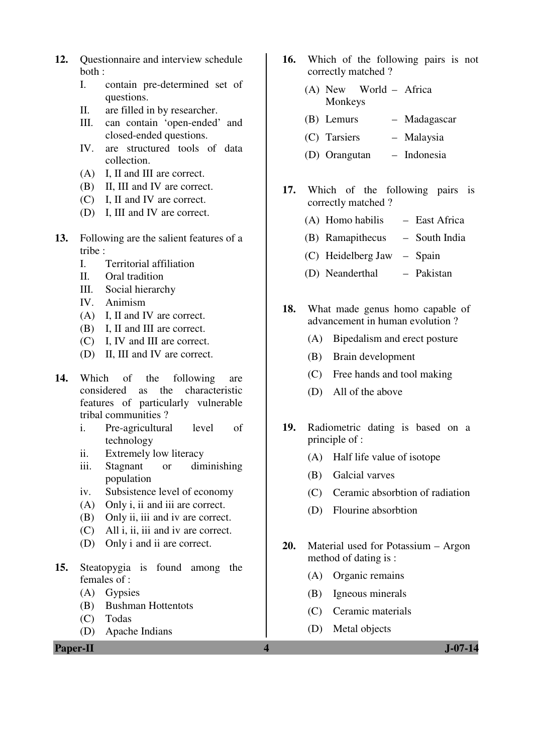12. Questionnaire and interview schedule both :
    I. contain pre-determined set of questions.
    II. are filled in by researcher.
    III. can contain 'open-ended' and closed-ended questions.
    IV. are structured tools of data collection.
    (A) I, II and III are correct.
    (B) II, III and IV are correct.
    (C) I, II and IV are correct.
    (D) I, III and IV are correct.

13. Following are the salient features of a tribe :
    I. Territorial affiliation
    II. Oral tradition
    III. Social hierarchy
    IV. Animism
    (A) I, II and IV are correct.
    (B) I, II and III are correct.
    (C) I, IV and III are correct.
    (D) II, III and IV are correct.

14. Which of the following are considered as the characteristic features of particularly vulnerable tribal communities ?
    i. Pre-agricultural level of technology
    ii. Extremely low literacy
    iii. Stagnant or diminishing population
    iv. Subsistence level of economy
    (A) Only i, ii and iii are correct.
    (B) Only ii, iii and iv are correct.
    (C) All i, ii, iii and iv are correct.
    (D) Only i and ii are correct.

15. Steatopygia is found among the females of :
    (A) Gypsies
    (B) Bushman Hottentots
    (C) Todas
    (D) Apache Indians

16. Which of the following pairs is not correctly matched ?
    (A) New World Monkeys – Africa
    (B) Lemurs – Madagascar
    (C) Tarsiers – Malaysia
    (D) Orangutan – Indonesia

17. Which of the following pairs is correctly matched ?
    (A) Homo habilis – East Africa
    (B) Ramapithecus – South India
    (C) Heidelberg Jaw – Spain
    (D) Neanderthal – Pakistan

18. What made genus homo capable of advancement in human evolution ?
    (A) Bipedalism and erect posture
    (B) Brain development
    (C) Free hands and tool making
    (D) All of the above

19. Radiometric dating is based on a principle of :
    (A) Half life value of isotope
    (B) Galcial varves
    (C) Ceramic absorbtion of radiation
    (D) Flourine absorbtion

20. Material used for Potassium – Argon method of dating is :
    (A) Organic remains
    (B) Igneous minerals
    (C) Ceramic materials
    (D) Metal objects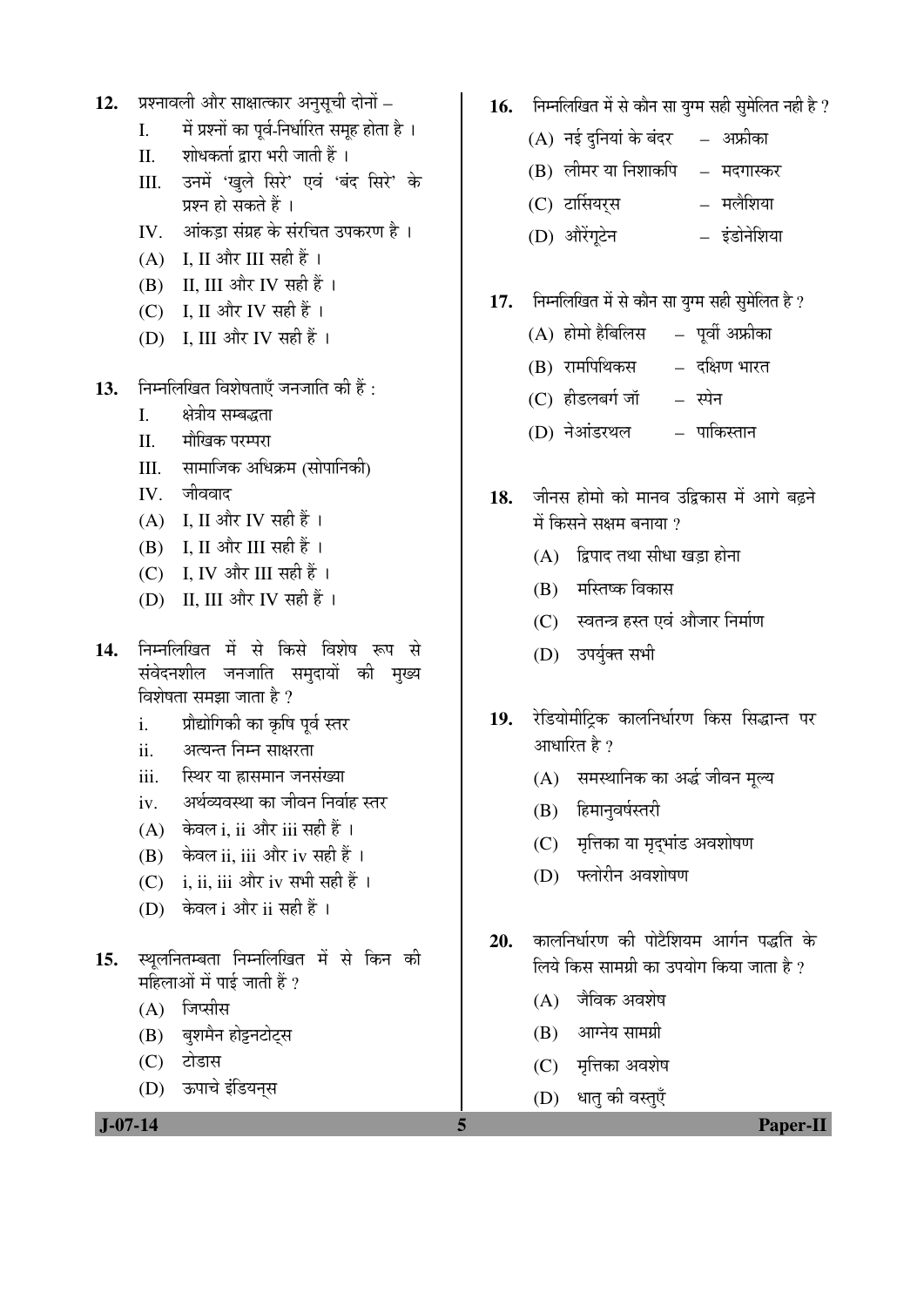12. प्रश्नावली और साक्षात्कार अनुसूची दोनों –
    - I. में प्रश्नों का पूर्व-निर्धारित समूह होता है ।
    - II. शोधकर्ता द्वारा भरी जाती हैं ।
    - III. उनमें 'खुले सिरे' एवं 'बंद सिरे' के प्रश्न हो सकते हैं ।
    - IV. आंकड़ा संग्रह के संरचित उपकरण है ।
    
    (A) I, II और III सही हैं ।
    (B) II, III और IV सही हैं ।
    (C) I, II और IV सही हैं ।
    (D) I, III और IV सही हैं ।

13. निम्नलिखित विशेषताएँ जनजाति की हैं :
    - I. क्षेत्रीय सम्बद्धता
    - II. मौखिक परम्परा
    - III. सामाजिक अधिक्रम (सोपानिकी)
    - IV. जीववाद
    
    (A) I, II और IV सही हैं ।
    (B) I, II और III सही हैं ।
    (C) I, IV और III सही हैं ।
    (D) II, III और IV सही हैं ।

14. निम्नलिखित में से किसे विशेष रूप से संवेदनशील जनजाति समुदायों की मुख्य विशेषता समझा जाता है ?
    - i. प्रौद्योगिकी का कृषि पूर्व स्तर
    - ii. अत्यन्त निम्न साक्षरता
    - iii. स्थिर या ह्रासमान जनसंख्या
    - iv. अर्थव्यवस्था का जीवन निर्वाह स्तर
    
    (A) केवल i, ii और iii सही हैं ।
    (B) केवल ii, iii और iv सही हैं ।
    (C) i, ii, iii और iv सभी सही हैं ।
    (D) केवल i और ii सही हैं ।

15. स्थूलनितम्बता निम्नलिखित में से किन की महिलाओं में पाई जाती हैं ?
    (A) जिप्सीस
    (B) बुशमैन होट्टनटोट्स
    (C) टोडास
    (D) ऊपाचे इंडियन्स

16. निम्नलिखित में से कौन सा युग्म सही सुमेलित नही है ?
    (A) नई दुनियां के बंदर – अफ्रीका
    (B) लीमर या निशाकपि – मदगास्कर
    (C) टार्सियर्स – मलैशिया
    (D) औरेंगूटेन – इंडोनेशिया

17. निम्नलिखित में से कौन सा युग्म सही सुमेलित है ?
    (A) होमो हैबिलिस – पूर्वी अफ्रीका
    (B) रामपिथिकस – दक्षिण भारत
    (C) हीडलबर्ग जॉ – स्पेन
    (D) नेआंडरथल – पाकिस्तान

18. जीनस होमो को मानव उद्विकास में आगे बढ़ने में किसने सक्षम बनाया ?
    (A) द्विपाद तथा सीधा खड़ा होना
    (B) मस्तिष्क विकास
    (C) स्वतन्त्र हस्त एवं औजार निर्माण
    (D) उपर्युक्त सभी

19. रेडियोमीट्रिक कालनिर्धारण किस सिद्धान्त पर आधारित है ?
    (A) समस्थानिक का अर्द्ध जीवन मूल्य
    (B) हिमानुवर्षस्तरी
    (C) मृत्तिका या मृद्भांड अवशोषण
    (D) फ्लोरीन अवशोषण

20. कालनिर्धारण की पोटैशियम आर्गन पद्धति के लिये किस सामग्री का उपयोग किया जाता है ?
    (A) जैविक अवशेष
    (B) आग्नेय सामग्री
    (C) मृत्तिका अवशेष
    (D) धातु की वस्तुएँ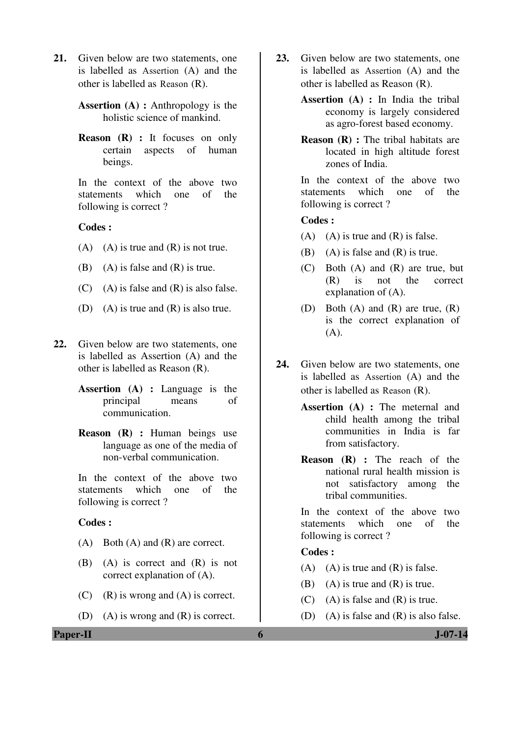21. Given below are two statements, one is labelled as Assertion (A) and the other is labelled as Reason (R).

 **Assertion (A) :** Anthropology is the holistic science of mankind.

 **Reason (R) :** It focuses on only certain aspects of human beings.

 In the context of the above two statements which one of the following is correct ?

 **Codes :**

 (A) (A) is true and (R) is not true.

 (B) (A) is false and (R) is true.

 (C) (A) is false and (R) is also false.

 (D) (A) is true and (R) is also true.

22. Given below are two statements, one is labelled as Assertion (A) and the other is labelled as Reason (R).

 **Assertion (A) :** Language is the principal means of communication.

 **Reason (R) :** Human beings use language as one of the media of non-verbal communication.

 In the context of the above two statements which one of the following is correct ?

 **Codes :**

 (A) Both (A) and (R) are correct.

 (B) (A) is correct and (R) is not correct explanation of (A).

 (C) (R) is wrong and (A) is correct.

 (D) (A) is wrong and (R) is correct.

23. Given below are two statements, one is labelled as Assertion (A) and the other is labelled as Reason (R).

 **Assertion (A) :** In India the tribal economy is largely considered as agro-forest based economy.

 **Reason (R) :** The tribal habitats are located in high altitude forest zones of India.

 In the context of the above two statements which one of the following is correct ?

 **Codes :**

 (A) (A) is true and (R) is false.

 (B) (A) is false and (R) is true.

 (C) Both (A) and (R) are true, but (R) is not the correct explanation of (A).

 (D) Both (A) and (R) are true, (R) is the correct explanation of (A).

24. Given below are two statements, one is labelled as Assertion (A) and the other is labelled as Reason (R).

 **Assertion (A) :** The meternal and child health among the tribal communities in India is far from satisfactory.

 **Reason (R) :** The reach of the national rural health mission is not satisfactory among the tribal communities.

 In the context of the above two statements which one of the following is correct ?

 **Codes :**

 (A) (A) is true and (R) is false.

 (B) (A) is true and (R) is true.

 (C) (A) is false and (R) is true.

 (D) (A) is false and (R) is also false.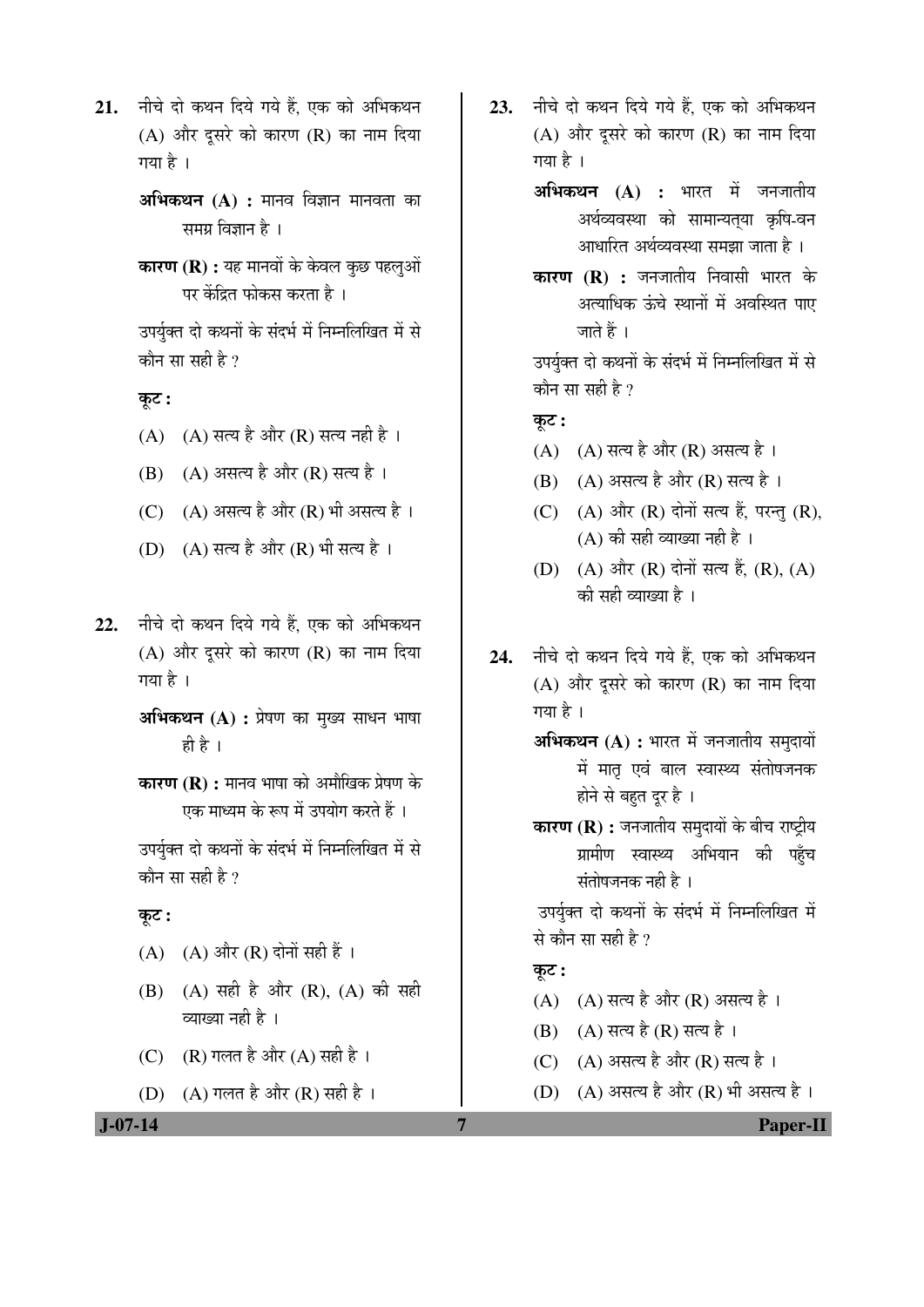21. नीचे दो कथन दिये गये हैं, एक को अभिकथन (A) और दूसरे को कारण (R) का नाम दिया गया है ।

    **अभिकथन (A) :** मानव विज्ञान मानवता का समग्र विज्ञान है ।

    **कारण (R) :** यह मानवों के केवल कुछ पहलुओं पर केंद्रित फोकस करता है ।

    उपर्युक्त दो कथनों के संदर्भ में निम्नलिखित में से कौन सा सही है ?

    **कूट :**

    (A) (A) सत्य है और (R) सत्य नही है ।

    (B) (A) असत्य है और (R) सत्य है ।

    (C) (A) असत्य है और (R) भी असत्य है ।

    (D) (A) सत्य है और (R) भी सत्य है ।

22. नीचे दो कथन दिये गये हैं, एक को अभिकथन (A) और दूसरे को कारण (R) का नाम दिया गया है ।

    **अभिकथन (A) :** प्रेषण का मुख्य साधन भाषा ही है ।

    **कारण (R) :** मानव भाषा को अमौखिक प्रेषण के एक माध्यम के रूप में उपयोग करते हैं ।

    उपर्युक्त दो कथनों के संदर्भ में निम्नलिखित में से कौन सा सही है ?

    **कूट :**

    (A) (A) और (R) दोनों सही हैं ।

    (B) (A) सही है और (R), (A) की सही व्याख्या नही है ।

    (C) (R) गलत है और (A) सही है ।

    (D) (A) गलत है और (R) सही है ।

23. नीचे दो कथन दिये गये हैं, एक को अभिकथन (A) और दूसरे को कारण (R) का नाम दिया गया है ।

    **अभिकथन (A) :** भारत में जनजातीय अर्थव्यवस्था को सामान्यतया कृषि-वन आधारित अर्थव्यवस्था समझा जाता है ।

    **कारण (R) :** जनजातीय निवासी भारत के अत्याधिक ऊंचे स्थानों में अवस्थित पाए जाते हैं ।

    उपर्युक्त दो कथनों के संदर्भ में निम्नलिखित में से कौन सा सही है ?

    **कूट :**

    (A) (A) सत्य है और (R) असत्य है ।

    (B) (A) असत्य है और (R) सत्य है ।

    (C) (A) और (R) दोनों सत्य हैं, परन्तु (R), (A) की सही व्याख्या नही है ।

    (D) (A) और (R) दोनों सत्य हैं, (R), (A) की सही व्याख्या है ।

24. नीचे दो कथन दिये गये हैं, एक को अभिकथन (A) और दूसरे को कारण (R) का नाम दिया गया है ।

    **अभिकथन (A) :** भारत में जनजातीय समुदायों में मातृ एवं बाल स्वास्थ्य संतोषजनक होने से बहुत दूर है ।

    **कारण (R) :** जनजातीय समुदायों के बीच राष्ट्रीय ग्रामीण स्वास्थ्य अभियान की पहुँच संतोषजनक नही है ।

    उपर्युक्त दो कथनों के संदर्भ में निम्नलिखित में से कौन सा सही है ?

    **कूट :**

    (A) (A) सत्य है और (R) असत्य है ।

    (B) (A) सत्य है (R) सत्य है ।

    (C) (A) असत्य है और (R) सत्य है ।

    (D) (A) असत्य है और (R) भी असत्य है ।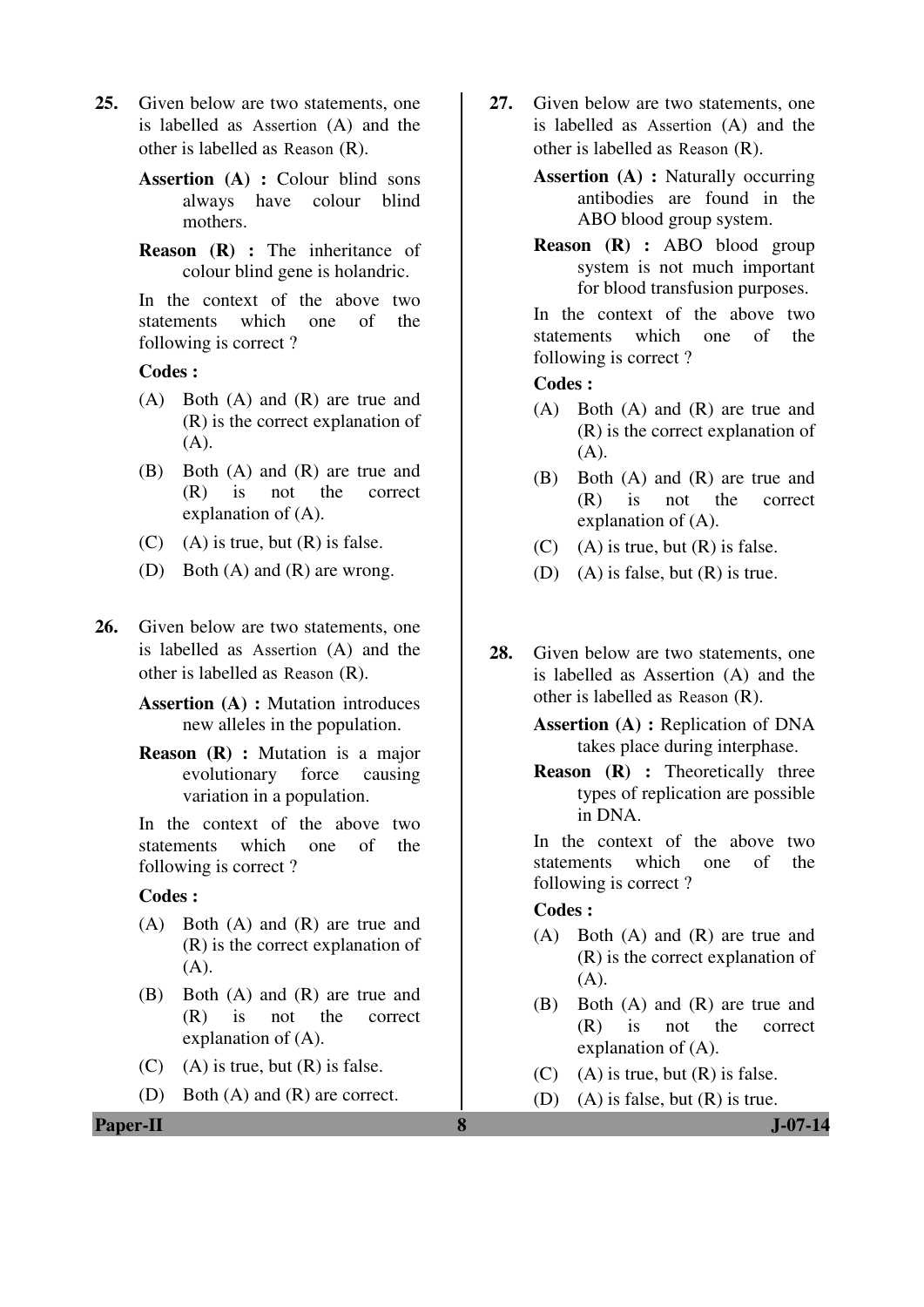25. Given below are two statements, one is labelled as Assertion (A) and the other is labelled as Reason (R).

 **Assertion (A) :** Colour blind sons always have colour blind mothers.

 **Reason (R) :** The inheritance of colour blind gene is holandric.

 In the context of the above two statements which one of the following is correct ?

 **Codes :**

 (A) Both (A) and (R) are true and (R) is the correct explanation of (A).

 (B) Both (A) and (R) are true and (R) is not the correct explanation of (A).

 (C) (A) is true, but (R) is false.

 (D) Both (A) and (R) are wrong.

26. Given below are two statements, one is labelled as Assertion (A) and the other is labelled as Reason (R).

 **Assertion (A) :** Mutation introduces new alleles in the population.

 **Reason (R) :** Mutation is a major evolutionary force causing variation in a population.

 In the context of the above two statements which one of the following is correct ?

 **Codes :**

 (A) Both (A) and (R) are true and (R) is the correct explanation of (A).

 (B) Both (A) and (R) are true and (R) is not the correct explanation of (A).

 (C) (A) is true, but (R) is false.

 (D) Both (A) and (R) are correct.

27. Given below are two statements, one is labelled as Assertion (A) and the other is labelled as Reason (R).

 **Assertion (A) :** Naturally occurring antibodies are found in the ABO blood group system.

 **Reason (R) :** ABO blood group system is not much important for blood transfusion purposes.

 In the context of the above two statements which one of the following is correct ?

 **Codes :**

 (A) Both (A) and (R) are true and (R) is the correct explanation of (A).

 (B) Both (A) and (R) are true and (R) is not the correct explanation of (A).

 (C) (A) is true, but (R) is false.

 (D) (A) is false, but (R) is true.

28. Given below are two statements, one is labelled as Assertion (A) and the other is labelled as Reason (R).

 **Assertion (A) :** Replication of DNA takes place during interphase.

 **Reason (R) :** Theoretically three types of replication are possible in DNA.

 In the context of the above two statements which one of the following is correct ?

 **Codes :**

 (A) Both (A) and (R) are true and (R) is the correct explanation of (A).

 (B) Both (A) and (R) are true and (R) is not the correct explanation of (A).

 (C) (A) is true, but (R) is false.

 (D) (A) is false, but (R) is true.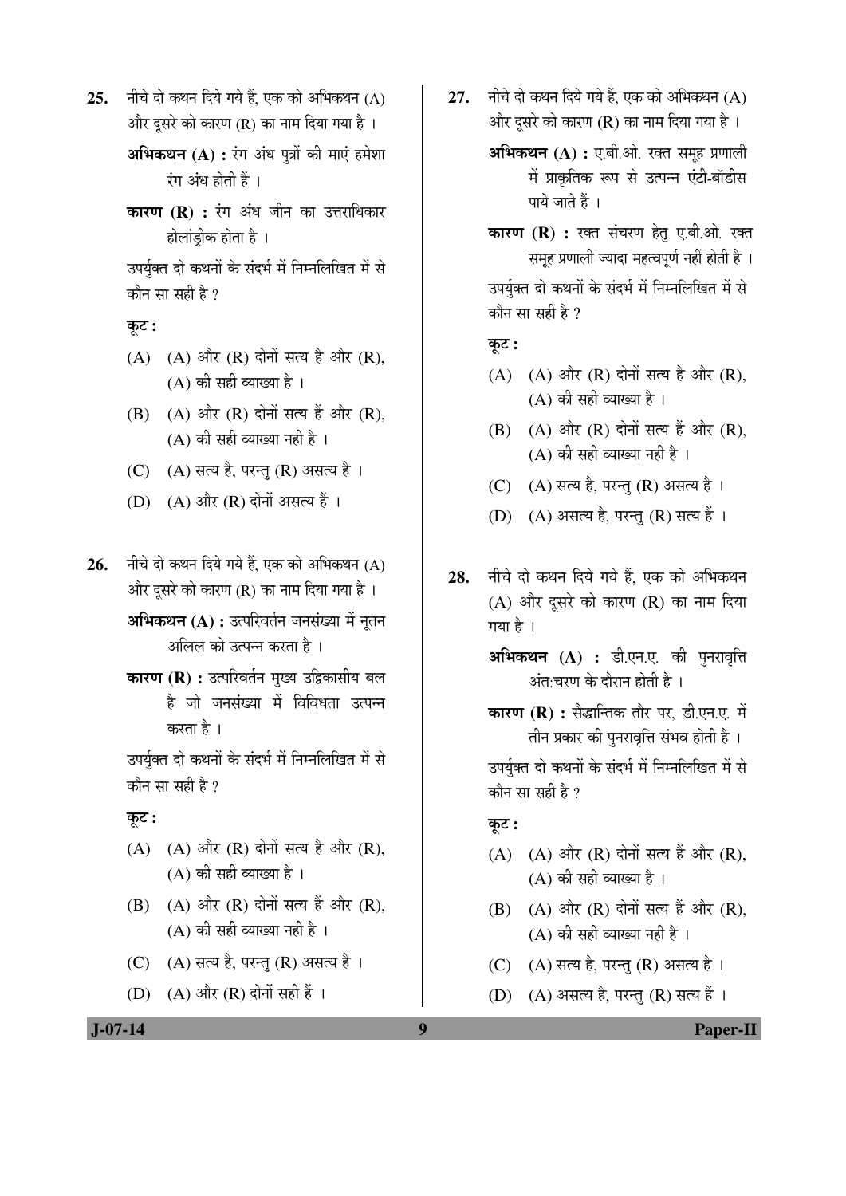**25.** नीचे दो कथन दिये गये हैं, एक को अभिकथन (A) और दूसरे को कारण (R) का नाम दिया गया है ।

**अभिकथन (A) :** रंग अंध पुत्रों की माएं हमेशा रंग अंध होती हैं ।

**कारण (R) :** रंग अंध जीन का उत्तराधिकार होलांड्रीक होता है ।

उपर्युक्त दो कथनों के संदर्भ में निम्नलिखित में से कौन सा सही है ?

**कूट :**

(A) (A) और (R) दोनों सत्य है और (R), (A) की सही व्याख्या है ।

(B) (A) और (R) दोनों सत्य हैं और (R), (A) की सही व्याख्या नही है ।

(C) (A) सत्य है, परन्तु (R) असत्य है ।

(D) (A) और (R) दोनों असत्य हैं ।

**26.** नीचे दो कथन दिये गये हैं, एक को अभिकथन (A) और दूसरे को कारण (R) का नाम दिया गया है ।

**अभिकथन (A) :** उत्परिवर्तन जनसंख्या में नूतन अलिल को उत्पन्न करता है ।

**कारण (R) :** उत्परिवर्तन मुख्य उद्विकासीय बल है जो जनसंख्या में विविधता उत्पन्न करता है ।

उपर्युक्त दो कथनों के संदर्भ में निम्नलिखित में से कौन सा सही है ?

**कूट :**

(A) (A) और (R) दोनों सत्य है और (R), (A) की सही व्याख्या है ।

(B) (A) और (R) दोनों सत्य हैं और (R), (A) की सही व्याख्या नही है ।

(C) (A) सत्य है, परन्तु (R) असत्य है ।

(D) (A) और (R) दोनों सही हैं ।

**27.** नीचे दो कथन दिये गये हैं, एक को अभिकथन (A) और दूसरे को कारण (R) का नाम दिया गया है ।

**अभिकथन (A) :** ए.बी.ओ. रक्त समूह प्रणाली में प्राकृतिक रूप से उत्पन्न एंटी-बॉडीस पाये जाते हैं ।

**कारण (R) :** रक्त संचरण हेतु ए.बी.ओ. रक्त समूह प्रणाली ज्यादा महत्वपूर्ण नहीं होती है ।

उपर्युक्त दो कथनों के संदर्भ में निम्नलिखित में से कौन सा सही है ?

**कूट :**

(A) (A) और (R) दोनों सत्य है और (R), (A) की सही व्याख्या है ।

(B) (A) और (R) दोनों सत्य हैं और (R), (A) की सही व्याख्या नही है ।

(C) (A) सत्य है, परन्तु (R) असत्य है ।

(D) (A) असत्य है, परन्तु (R) सत्य हैं ।

**28.** नीचे दो कथन दिये गये हैं, एक को अभिकथन (A) और दूसरे को कारण (R) का नाम दिया गया है ।

**अभिकथन (A) :** डी.एन.ए. की पुनरावृत्ति अंत:चरण के दौरान होती है ।

**कारण (R) :** सैद्धान्तिक तौर पर, डी.एन.ए. में तीन प्रकार की पुनरावृत्ति संभव होती है ।

उपर्युक्त दो कथनों के संदर्भ में निम्नलिखित में से कौन सा सही है ?

**कूट :**

(A) (A) और (R) दोनों सत्य हैं और (R), (A) की सही व्याख्या है ।

(B) (A) और (R) दोनों सत्य हैं और (R), (A) की सही व्याख्या नही है ।

(C) (A) सत्य है, परन्तु (R) असत्य है ।

(D) (A) असत्य है, परन्तु (R) सत्य हैं ।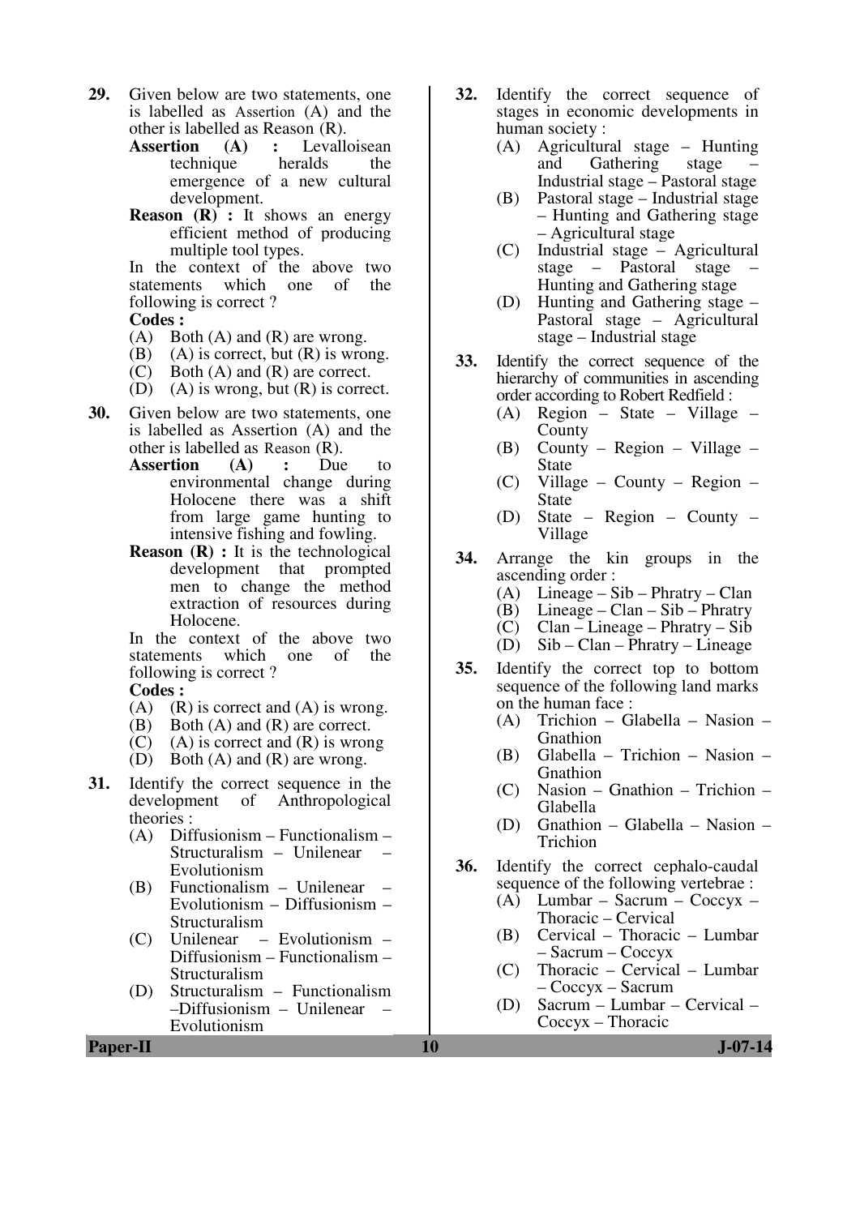29. Given below are two statements, one is labelled as Assertion (A) and the other is labelled as Reason (R).

    **Assertion (A) :** Levalloisean technique heralds the emergence of a new cultural development.

    **Reason (R) :** It shows an energy efficient method of producing multiple tool types.

    In the context of the above two statements which one of the following is correct ?

    **Codes :**

    (A) Both (A) and (R) are wrong.
    (B) (A) is correct, but (R) is wrong.
    (C) Both (A) and (R) are correct.
    (D) (A) is wrong, but (R) is correct.

30. Given below are two statements, one is labelled as Assertion (A) and the other is labelled as Reason (R).

    **Assertion (A) :** Due to environmental change during Holocene there was a shift from large game hunting to intensive fishing and fowling.

    **Reason (R) :** It is the technological development that prompted men to change the method extraction of resources during Holocene.

    In the context of the above two statements which one of the following is correct ?

    **Codes :**

    (A) (R) is correct and (A) is wrong.
    (B) Both (A) and (R) are correct.
    (C) (A) is correct and (R) is wrong
    (D) Both (A) and (R) are wrong.

31. Identify the correct sequence in the development of Anthropological theories :

    (A) Diffusionism – Functionalism – Structuralism – Unilenear – Evolutionism
    (B) Functionalism – Unilenear – Evolutionism – Diffusionism – Structuralism
    (C) Unilenear – Evolutionism – Diffusionism – Functionalism – Structuralism
    (D) Structuralism – Functionalism –Diffusionism – Unilenear – Evolutionism

32. Identify the correct sequence of stages in economic developments in human society :

    (A) Agricultural stage – Hunting and Gathering stage – Industrial stage – Pastoral stage
    (B) Pastoral stage – Industrial stage – Hunting and Gathering stage – Agricultural stage
    (C) Industrial stage – Agricultural stage – Pastoral stage – Hunting and Gathering stage
    (D) Hunting and Gathering stage – Pastoral stage – Agricultural stage – Industrial stage

33. Identify the correct sequence of the hierarchy of communities in ascending order according to Robert Redfield :

    (A) Region – State – Village – County
    (B) County – Region – Village – State
    (C) Village – County – Region – State
    (D) State – Region – County – Village

34. Arrange the kin groups in the ascending order :

    (A) Lineage – Sib – Phratry – Clan
    (B) Lineage – Clan – Sib – Phratry
    (C) Clan – Lineage – Phratry – Sib
    (D) Sib – Clan – Phratry – Lineage

35. Identify the correct top to bottom sequence of the following land marks on the human face :

    (A) Trichion – Glabella – Nasion – Gnathion
    (B) Glabella – Trichion – Nasion – Gnathion
    (C) Nasion – Gnathion – Trichion – Glabella
    (D) Gnathion – Glabella – Nasion – Trichion

36. Identify the correct cephalo-caudal sequence of the following vertebrae :

    (A) Lumbar – Sacrum – Coccyx – Thoracic – Cervical
    (B) Cervical – Thoracic – Lumbar – Sacrum – Coccyx
    (C) Thoracic – Cervical – Lumbar – Coccyx – Sacrum
    (D) Sacrum – Lumbar – Cervical – Coccyx – Thoracic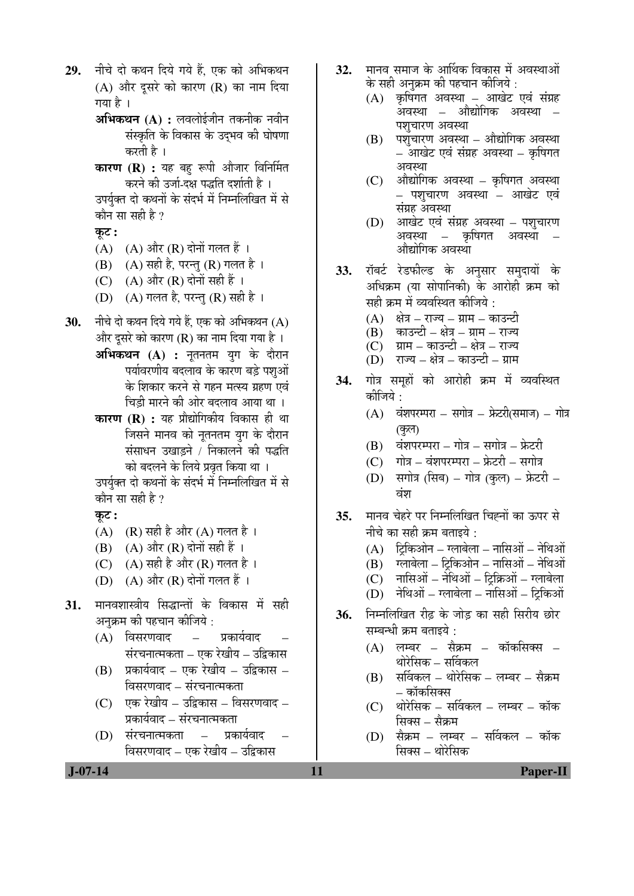29. नीचे दो कथन दिये गये हैं, एक को अभिकथन (A) और दूसरे को कारण (R) का नाम दिया गया है ।

**अभिकथन (A) :** लवलोईजीन तकनीक नवीन संस्कृति के विकास के उद्भव की घोषणा करती है ।

**कारण (R) :** यह बहु रूपी औजार विनिर्मित करने की उर्जा-दक्ष पद्धति दर्शाती है ।

उपर्युक्त दो कथनों के संदर्भ में निम्नलिखित में से कौन सा सही है ?

**कूट :**

(A) (A) और (R) दोनों गलत हैं ।
(B) (A) सही है, परन्तु (R) गलत है ।
(C) (A) और (R) दोनों सही हैं ।
(D) (A) गलत है, परन्तु (R) सही है ।

30. नीचे दो कथन दिये गये हैं, एक को अभिकथन (A) और दूसरे को कारण (R) का नाम दिया गया है ।

**अभिकथन (A) :** नूतनतम युग के दौरान पर्यावरणीय बदलाव के कारण बड़े पशुओं के शिकार करने से गहन मत्स्य ग्रहण एवं चिड़ी मारने की ओर बदलाव आया था ।

**कारण (R) :** यह प्रौद्योगिकीय विकास ही था जिसने मानव को नूतनतम युग के दौरान संसाधन उखाड़ने / निकालने की पद्धति को बदलने के लिये प्रवृत किया था ।

उपर्युक्त दो कथनों के संदर्भ में निम्नलिखित में से कौन सा सही है ?

**कूट :**

(A) (R) सही है और (A) गलत है ।
(B) (A) और (R) दोनों सही हैं ।
(C) (A) सही है और (R) गलत है ।
(D) (A) और (R) दोनों गलत हैं ।

31. मानवशास्त्रीय सिद्धान्तों के विकास में सही अनुक्रम की पहचान कीजिये :

(A) विसरणवाद – प्रकार्यवाद – संरचनात्मकता – एक रेखीय – उद्विकास
(B) प्रकार्यवाद – एक रेखीय – उद्विकास – विसरणवाद – संरचनात्मकता
(C) एक रेखीय – उद्विकास – विसरणवाद – प्रकार्यवाद – संरचनात्मकता
(D) संरचनात्मकता – प्रकार्यवाद – विसरणवाद – एक रेखीय – उद्विकास

32. मानव समाज के आर्थिक विकास में अवस्थाओं के सही अनुक्रम की पहचान कीजिये :

(A) कृषिगत अवस्था – आखेट एवं संग्रह अवस्था – औद्योगिक अवस्था – पशुचारण अवस्था
(B) पशुचारण अवस्था – औद्योगिक अवस्था – आखेट एवं संग्रह अवस्था – कृषिगत अवस्था
(C) औद्योगिक अवस्था – कृषिगत अवस्था – पशुचारण अवस्था – आखेट एवं संग्रह अवस्था
(D) आखेट एवं संग्रह अवस्था – पशुचारण अवस्था – कृषिगत अवस्था – औद्योगिक अवस्था

33. रॉबर्ट रेडफील्ड के अनुसार समुदायों के अधिक्रम (या सोपानिकी) के आरोही क्रम को सही क्रम में व्यवस्थित कीजिये :

(A) क्षेत्र – राज्य – ग्राम – काउन्टी
(B) काउन्टी – क्षेत्र – ग्राम – राज्य
(C) ग्राम – काउन्टी – क्षेत्र – राज्य
(D) राज्य – क्षेत्र – काउन्टी – ग्राम

34. गोत्र समूहों को आरोही क्रम में व्यवस्थित कीजिये :

(A) वंशपरम्परा – सगोत्र – फ्रेटरी(समाज) – गोत्र (कुल)
(B) वंशपरम्परा – गोत्र – सगोत्र – फ्रेटरी
(C) गोत्र – वंशपरम्परा – फ्रेटरी – सगोत्र
(D) सगोत्र (सिब) – गोत्र (कुल) – फ्रेटरी – वंश

35. मानव चेहरे पर निम्नलिखित चिह्नों का ऊपर से नीचे का सही क्रम बताइये :

(A) ट्रिकिओन – ग्लाबेला – नासिओं – नेथिओं
(B) ग्लाबेला – ट्रिकिओन – नासिओं – नेथिओं
(C) नासिओं – नेथिओं – ट्रिक्रिओं – ग्लाबेला
(D) नेथिओं – ग्लाबेला – नासिओं – ट्रिकिओं

36. निम्नलिखित रीढ़ के जोड़ का सही सिरीय छोर सम्बन्धी क्रम बताइये :

(A) लम्बर – सैक्रम – कॉकसिक्स – थोरेसिक – सर्विकल
(B) सर्विकल – थोरेसिक – लम्बर – सैक्रम – कॉकसिक्स
(C) थोरेसिक – सर्विकल – लम्बर – कॉक सिक्स – सैक्रम
(D) सैक्रम – लम्बर – सर्विकल – कॉक सिक्स – थोरेसिक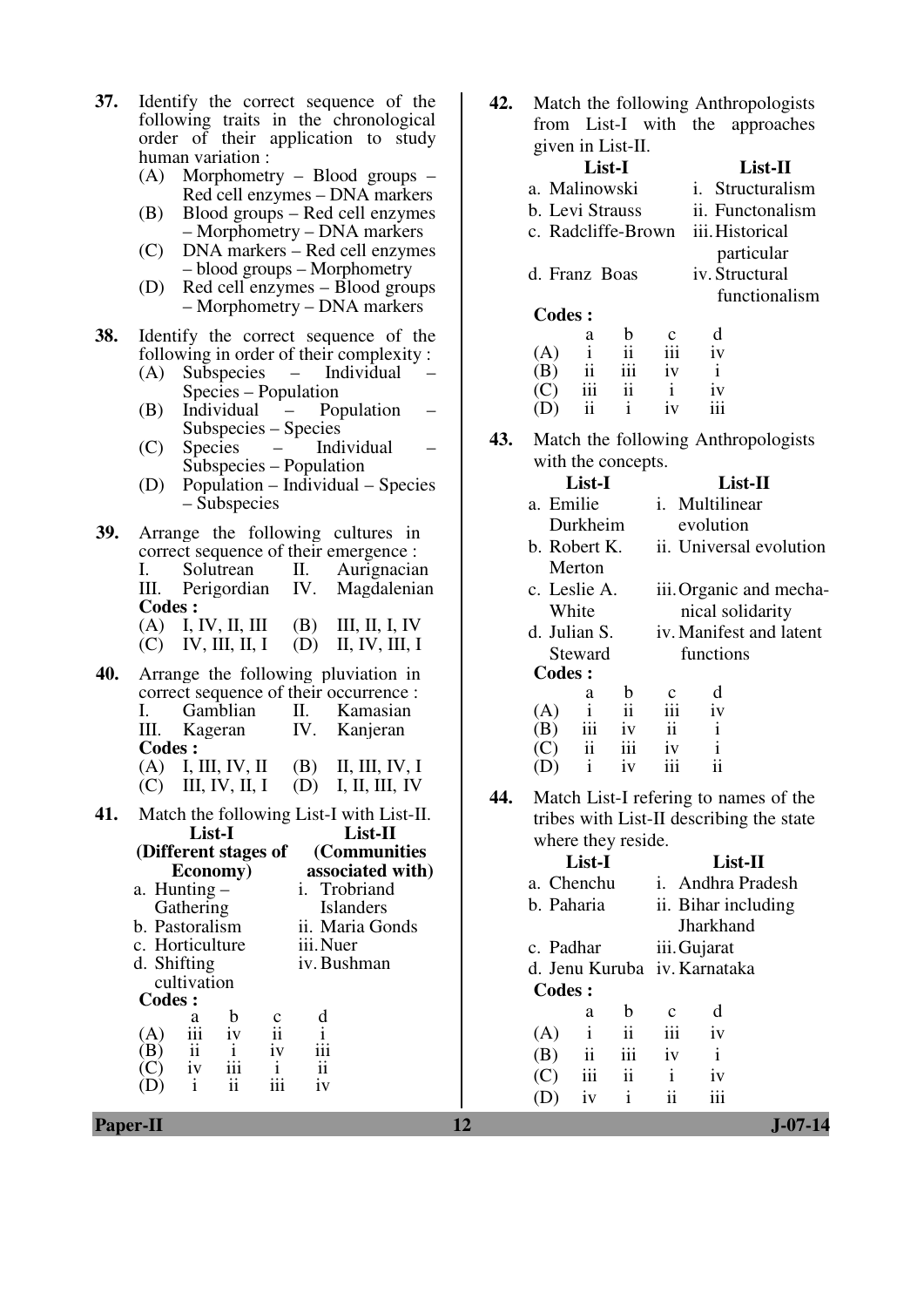37. Identify the correct sequence of the following traits in the chronological order of their application to study human variation :
    (A) Morphometry – Blood groups – Red cell enzymes – DNA markers
    (B) Blood groups – Red cell enzymes – Morphometry – DNA markers
    (C) DNA markers – Red cell enzymes – blood groups – Morphometry
    (D) Red cell enzymes – Blood groups – Morphometry – DNA markers

38. Identify the correct sequence of the following in order of their complexity :
    (A) Subspecies – Individual – Species – Population
    (B) Individual – Population – Subspecies – Species
    (C) Species – Individual – Subspecies – Population
    (D) Population – Individual – Species – Subspecies

39. Arrange the following cultures in correct sequence of their emergence :
    I. Solutrean II. Aurignacian
    III. Perigordian IV. Magdalenian
    **Codes :**
    (A) I, IV, II, III (B) III, II, I, IV
    (C) IV, III, II, I (D) II, IV, III, I

40. Arrange the following pluviation in correct sequence of their occurrence :
    I. Gamblian II. Kamasian
    III. Kageran IV. Kanjeran
    **Codes :**
    (A) I, III, IV, II (B) II, III, IV, I
    (C) III, IV, II, I (D) I, II, III, IV

41. Match the following List-I with List-II.

| List-I (Different stages of Economy) | List-II (Communities associated with) |
|---|---|
| a. Hunting – Gathering | i. Trobriand Islanders |
| b. Pastoralism | ii. Maria Gonds |
| c. Horticulture | iii. Nuer |
| d. Shifting cultivation | iv. Bushman |

**Codes :**

| | a | b | c | d |
|---|---|---|---|---|
| (A) | iii | iv | ii | i |
| (B) | ii | i | iv | iii |
| (C) | iv | iii | i | ii |
| (D) | i | ii | iii | iv |

42. Match the following Anthropologists from List-I with the approaches given in List-II.

| List-I | List-II |
|---|---|
| a. Malinowski | i. Structuralism |
| b. Levi Strauss | ii. Functonalism |
| c. Radcliffe-Brown | iii. Historical particular |
| d. Franz Boas | iv. Structural functionalism |

**Codes :**

| | a | b | c | d |
|---|---|---|---|---|
| (A) | i | ii | iii | iv |
| (B) | ii | iii | iv | i |
| (C) | iii | ii | i | iv |
| (D) | ii | i | iv | iii |

43. Match the following Anthropologists with the concepts.

| List-I | List-II |
|---|---|
| a. Emilie Durkheim | i. Multilinear evolution |
| b. Robert K. Merton | ii. Universal evolution |
| c. Leslie A. White | iii. Organic and mechanical solidarity |
| d. Julian S. Steward | iv. Manifest and latent functions |

**Codes :**

| | a | b | c | d |
|---|---|---|---|---|
| (A) | i | ii | iii | iv |
| (B) | iii | iv | ii | i |
| (C) | ii | iii | iv | i |
| (D) | i | iv | iii | ii |

44. Match List-I refering to names of the tribes with List-II describing the state where they reside.

| List-I | List-II |
|---|---|
| a. Chenchu | i. Andhra Pradesh |
| b. Paharia | ii. Bihar including Jharkhand |
| c. Padhar | iii. Gujarat |
| d. Jenu Kuruba | iv. Karnataka |

**Codes :**

| | a | b | c | d |
|---|---|---|---|---|
| (A) | i | ii | iii | iv |
| (B) | ii | iii | iv | i |
| (C) | iii | ii | i | iv |
| (D) | iv | i | ii | iii |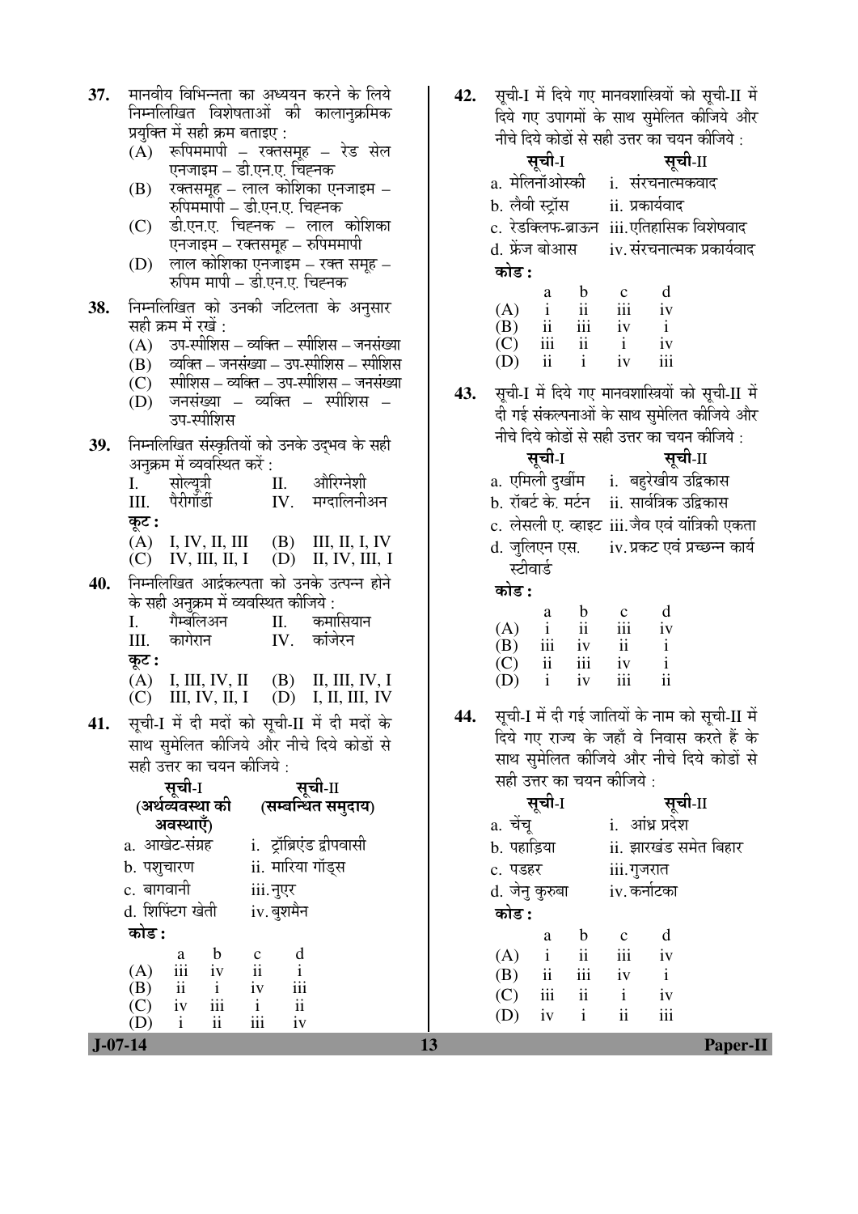37. मानवीय विभिन्नता का अध्ययन करने के लिये निम्नलिखित विशेषताओं की कालानुक्रमिक प्रयुक्ति में सही क्रम बताइए :

(A) रूपिममापी – रक्तसमूह – रेड सेल एनजाइम – डी.एन.ए. चिह्नक
(B) रक्तसमूह – लाल कोशिका एनजाइम – रुपिममापी – डी.एन.ए. चिह्नक
(C) डी.एन.ए. चिह्नक – लाल कोशिका एनजाइम – रक्तसमूह – रुपिममापी
(D) लाल कोशिका एनजाइम – रक्त समूह – रुपिम मापी – डी.एन.ए. चिह्नक

38. निम्नलिखित को उनकी जटिलता के अनुसार सही क्रम में रखें :

(A) उप-स्पीशिस – व्यक्ति – स्पीशिस – जनसंख्या
(B) व्यक्ति – जनसंख्या – उप-स्पीशिस – स्पीशिस
(C) स्पीशिस – व्यक्ति – उप-स्पीशिस – जनसंख्या
(D) जनसंख्या – व्यक्ति – स्पीशिस – उप-स्पीशिस

39. निम्नलिखित संस्कृतियों को उनके उद्भव के सही अनुक्रम में व्यवस्थित करें :

I. सोल्यूत्री II. औरिग्नेशी
III. पैरीगोर्डी IV. मग्दालिनीअन

कूट :

(A) I, IV, II, III (B) III, II, I, IV
(C) IV, III, II, I (D) II, IV, III, I

40. निम्नलिखित आर्द्रकल्पता को उनके उत्पन्न होने के सही अनुक्रम में व्यवस्थित कीजिये :

I. गैम्बलिअन II. कमासियान
III. कागेरान IV. कांजेरन

कूट :

(A) I, III, IV, II (B) II, III, IV, I
(C) III, IV, II, I (D) I, II, III, IV

41. सूची-I में दी मदों को सूची-II में दी मदों के साथ सुमेलित कीजिये और नीचे दिये कोडों से सही उत्तर का चयन कीजिये :

| सूची-I (अर्थव्यवस्था की अवस्थाएँ) | सूची-II (सम्बन्धित समुदाय) |
|---|---|
| a. आखेट-संग्रह | i. ट्रॉब्रिएंड द्वीपवासी |
| b. पशुचारण | ii. मारिया गॉड्स |
| c. बागवानी | iii. नुएर |
| d. शिफ्टिंग खेती | iv. बुशमैन |

कोड :

| | a | b | c | d |
|---|---|---|---|---|
| (A) | iii | iv | ii | i |
| (B) | ii | i | iv | iii |
| (C) | iv | iii | i | ii |
| (D) | i | ii | iii | iv |

42. सूची-I में दिये गए मानवशास्त्रियों को सूची-II में दिये गए उपागमों के साथ सुमेलित कीजिये और नीचे दिये कोडों से सही उत्तर का चयन कीजिये :

| सूची-I | सूची-II |
|---|---|
| a. मेलिनॉओस्की | i. संरचनात्मकवाद |
| b. लैवी स्ट्रॉस | ii. प्रकार्यवाद |
| c. रेडक्लिफ-ब्राऊन | iii. एतिहासिक विशेषवाद |
| d. फ्रेंज बोआस | iv. संरचनात्मक प्रकार्यवाद |

कोड :

| | a | b | c | d |
|---|---|---|---|---|
| (A) | i | ii | iii | iv |
| (B) | ii | iii | iv | i |
| (C) | iii | ii | i | iv |
| (D) | ii | i | iv | iii |

43. सूची-I में दिये गए मानवशास्त्रियों को सूची-II में दी गई संकल्पनाओं के साथ सुमेलित कीजिये और नीचे दिये कोडों से सही उत्तर का चयन कीजिये :

| सूची-I | सूची-II |
|---|---|
| a. एमिली दुर्खीम | i. बहुरेखीय उद्विकास |
| b. रॉबर्ट के. मर्टन | ii. सार्वत्रिक उद्विकास |
| c. लेसली ए. व्हाइट | iii. जैव एवं यांत्रिकी एकता |
| d. जुलिएन एस. स्टीवार्ड | iv. प्रकट एवं प्रच्छन्न कार्य |

कोड :

| | a | b | c | d |
|---|---|---|---|---|
| (A) | i | ii | iii | iv |
| (B) | iii | iv | ii | i |
| (C) | ii | iii | iv | i |
| (D) | i | iv | iii | ii |

44. सूची-I में दी गई जातियों के नाम को सूची-II में दिये गए राज्य के जहाँ वे निवास करते हैं के साथ सुमेलित कीजिये और नीचे दिये कोडों से सही उत्तर का चयन कीजिये :

| सूची-I | सूची-II |
|---|---|
| a. चेंचू | i. आंध्र प्रदेश |
| b. पहाड़िया | ii. झारखंड समेत बिहार |
| c. पडहर | iii. गुजरात |
| d. जेनु कुरुबा | iv. कर्नाटका |

कोड :

| | a | b | c | d |
|---|---|---|---|---|
| (A) | i | ii | iii | iv |
| (B) | ii | iii | iv | i |
| (C) | iii | ii | i | iv |
| (D) | iv | i | ii | iii |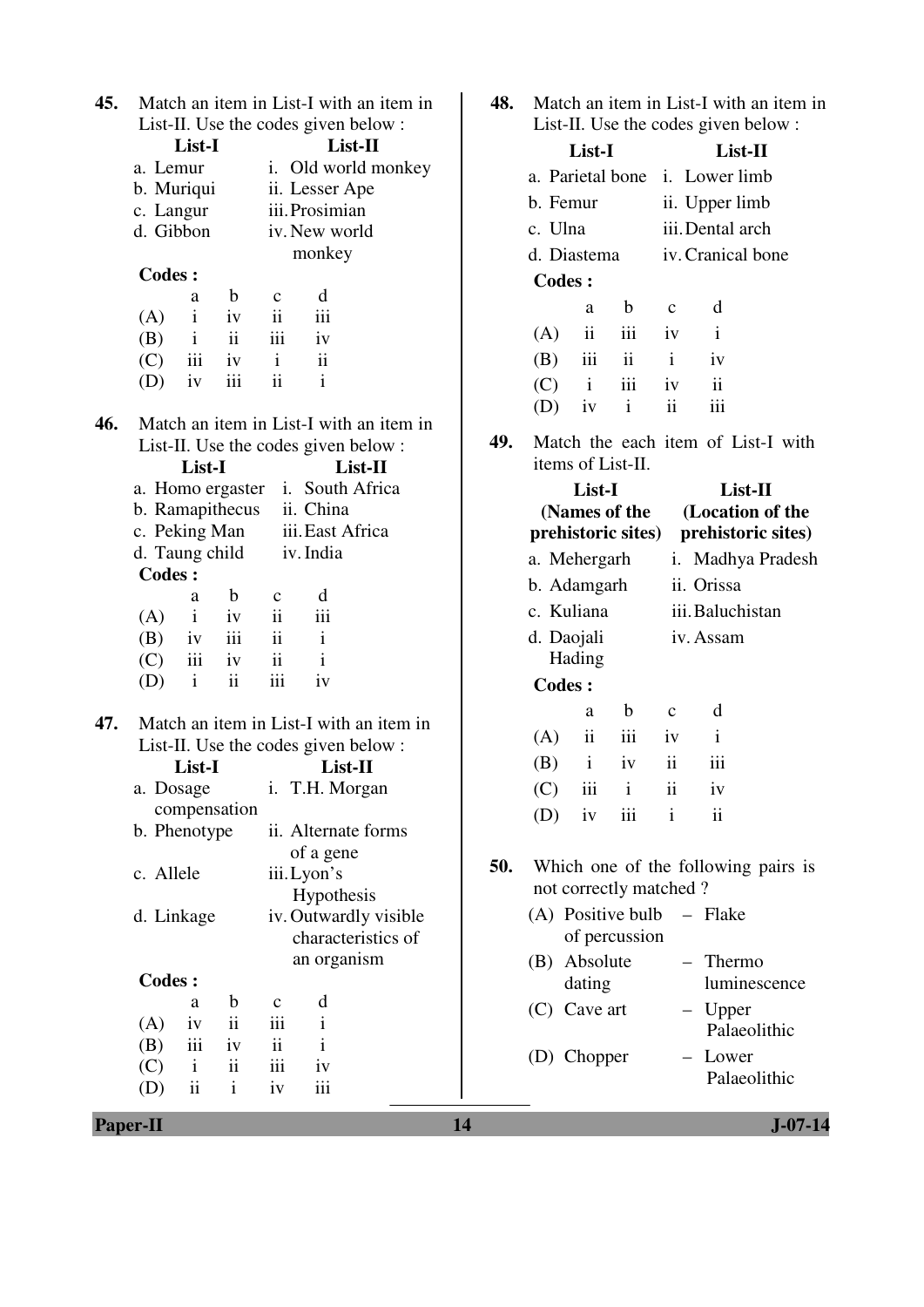**45.** Match an item in List-I with an item in List-II. Use the codes given below :

| List-I | List-II |
|---|---|
| a. Lemur | i. Old world monkey |
| b. Muriqui | ii. Lesser Ape |
| c. Langur | iii. Prosimian |
| d. Gibbon | iv. New world monkey |

**Codes :**

| | a | b | c | d |
|---|---|---|---|---|
| (A) | i | iv | ii | iii |
| (B) | i | ii | iii | iv |
| (C) | iii | iv | i | ii |
| (D) | iv | iii | ii | i |

**46.** Match an item in List-I with an item in List-II. Use the codes given below :

| List-I | List-II |
|---|---|
| a. Homo ergaster | i. South Africa |
| b. Ramapithecus | ii. China |
| c. Peking Man | iii. East Africa |
| d. Taung child | iv. India |

**Codes :**

| | a | b | c | d |
|---|---|---|---|---|
| (A) | i | iv | ii | iii |
| (B) | iv | iii | ii | i |
| (C) | iii | iv | ii | i |
| (D) | i | ii | iii | iv |

**47.** Match an item in List-I with an item in List-II. Use the codes given below :

| List-I | List-II |
|---|---|
| a. Dosage compensation | i. T.H. Morgan |
| b. Phenotype | ii. Alternate forms of a gene |
| c. Allele | iii. Lyon's Hypothesis |
| d. Linkage | iv. Outwardly visible characteristics of an organism |

**Codes :**

| | a | b | c | d |
|---|---|---|---|---|
| (A) | iv | ii | iii | i |
| (B) | iii | iv | ii | i |
| (C) | i | ii | iii | iv |
| (D) | ii | i | iv | iii |

**48.** Match an item in List-I with an item in List-II. Use the codes given below :

| List-I | List-II |
|---|---|
| a. Parietal bone | i. Lower limb |
| b. Femur | ii. Upper limb |
| c. Ulna | iii. Dental arch |
| d. Diastema | iv. Cranical bone |

**Codes :**

| | a | b | c | d |
|---|---|---|---|---|
| (A) | ii | iii | iv | i |
| (B) | iii | ii | i | iv |
| (C) | i | iii | iv | ii |
| (D) | iv | i | ii | iii |

**49.** Match the each item of List-I with items of List-II.

| List-I (Names of the prehistoric sites) | List-II (Location of the prehistoric sites) |
|---|---|
| a. Mehergarh | i. Madhya Pradesh |
| b. Adamgarh | ii. Orissa |
| c. Kuliana | iii. Baluchistan |
| d. Daojali Hading | iv. Assam |

**Codes :**

| | a | b | c | d |
|---|---|---|---|---|
| (A) | ii | iii | iv | i |
| (B) | i | iv | ii | iii |
| (C) | iii | i | ii | iv |
| (D) | iv | iii | i | ii |

**50.** Which one of the following pairs is not correctly matched ?

(A) Positive bulb of percussion – Flake

(B) Absolute dating – Thermo luminescence

(C) Cave art – Upper Palaeolithic

(D) Chopper – Lower Palaeolithic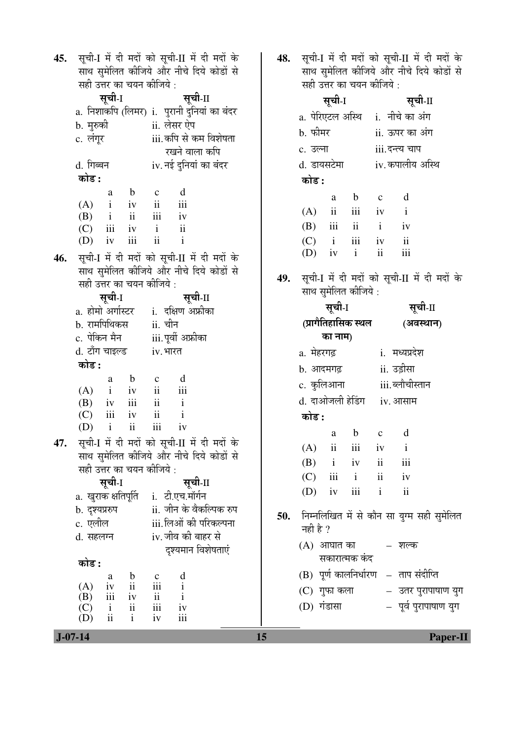45. सूची-I में दी मदों को सूची-II में दी मदों के साथ सुमेलित कीजिये और नीचे दिये कोडों से सही उत्तर का चयन कीजिये :

| सूची-I | सूची-II |
|---|---|
| a. निशाकपि (लिमर) | i. पुरानी दुनियां का बंदर |
| b. मुरुकी | ii. लेसर ऐप |
| c. लंगूर | iii. कपि से कम विशेषता रखने वाला कपि |
| d. गिब्बन | iv. नई दुनियां का बंदर |

**कोड :**

| | a | b | c | d |
|---|---|---|---|---|
| (A) | i | iv | ii | iii |
| (B) | i | ii | iii | iv |
| (C) | iii | iv | i | ii |
| (D) | iv | iii | ii | i |

46. सूची-I में दी मदों को सूची-II में दी मदों के साथ सुमेलित कीजिये और नीचे दिये कोडों से सही उत्तर का चयन कीजिये :

| सूची-I | सूची-II |
|---|---|
| a. होमो अर्गास्टर | i. दक्षिण अफ्रीका |
| b. रामपिथिकस | ii. चीन |
| c. पेकिन मैन | iii. पूर्वी अफ्रीका |
| d. टॉंग चाइल्ड | iv. भारत |

**कोड :**

| | a | b | c | d |
|---|---|---|---|---|
| (A) | i | iv | ii | iii |
| (B) | iv | iii | ii | i |
| (C) | iii | iv | ii | i |
| (D) | i | ii | iii | iv |

47. सूची-I में दी मदों को सूची-II में दी मदों के साथ सुमेलित कीजिये और नीचे दिये कोडों से सही उत्तर का चयन कीजिये :

| सूची-I | सूची-II |
|---|---|
| a. खुराक क्षतिपूर्ति | i. टी.एच.मॉर्गन |
| b. दृश्यप्ररुप | ii. जीन के वैकल्पिक रुप |
| c. एलील | iii. लिओं की परिकल्पना |
| d. सहलग्न | iv. जीव की बाहर से दृश्यमान विशेषताएं |

**कोड :**

| | a | b | c | d |
|---|---|---|---|---|
| (A) | iv | ii | iii | i |
| (B) | iii | iv | ii | i |
| (C) | i | ii | iii | iv |
| (D) | ii | i | iv | iii |

48. सूची-I में दी मदों को सूची-II में दी मदों के साथ सुमेलित कीजिये और नीचे दिये कोडों से सही उत्तर का चयन कीजिये :

| सूची-I | सूची-II |
|---|---|
| a. पेरिएटल अस्थि | i. नीचे का अंग |
| b. फीमर | ii. ऊपर का अंग |
| c. उल्ना | iii. दन्त्य चाप |
| d. डायसटेमा | iv. कपालीय अस्थि |

**कोड :**

| | a | b | c | d |
|---|---|---|---|---|
| (A) | ii | iii | iv | i |
| (B) | iii | ii | i | iv |
| (C) | i | iii | iv | ii |
| (D) | iv | i | ii | iii |

49. सूची-I में दी मदों को सूची-II में दी मदों के साथ सुमेलित कीजिये :

| सूची-I (प्रागैतिहासिक स्थल का नाम) | सूची-II (अवस्थान) |
|---|---|
| a. मेहरगढ़ | i. मध्यप्रदेश |
| b. आदमगढ़ | ii. उड़ीसा |
| c. कुलिआना | iii. ब्लौचीस्तान |
| d. दाओजली हेडिंग | iv. आसाम |

**कोड :**

| | a | b | c | d |
|---|---|---|---|---|
| (A) | ii | iii | iv | i |
| (B) | i | iv | ii | iii |
| (C) | iii | i | ii | iv |
| (D) | iv | iii | i | ii |

50. निम्नलिखित में से कौन सा युग्म सही सुमेलित नही है ?

(A) आघात का सकारात्मक कंद – शल्क

(B) पूर्ण कालनिर्धारण – ताप संदीप्ति

(C) गुफा कला – उत्तर पुरापाषाण युग

(D) गंडासा – पूर्व पुरापाषाण युग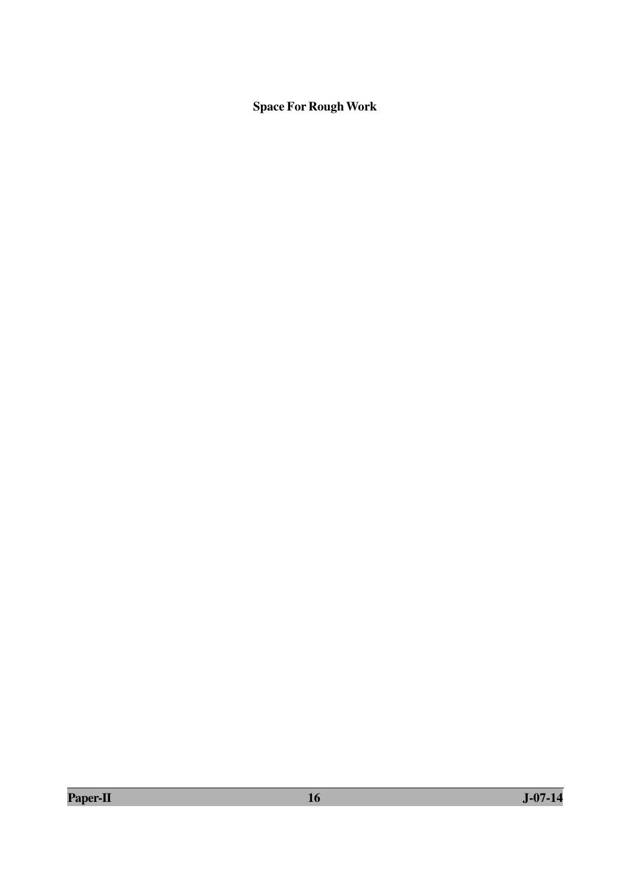**Space For Rough Work**